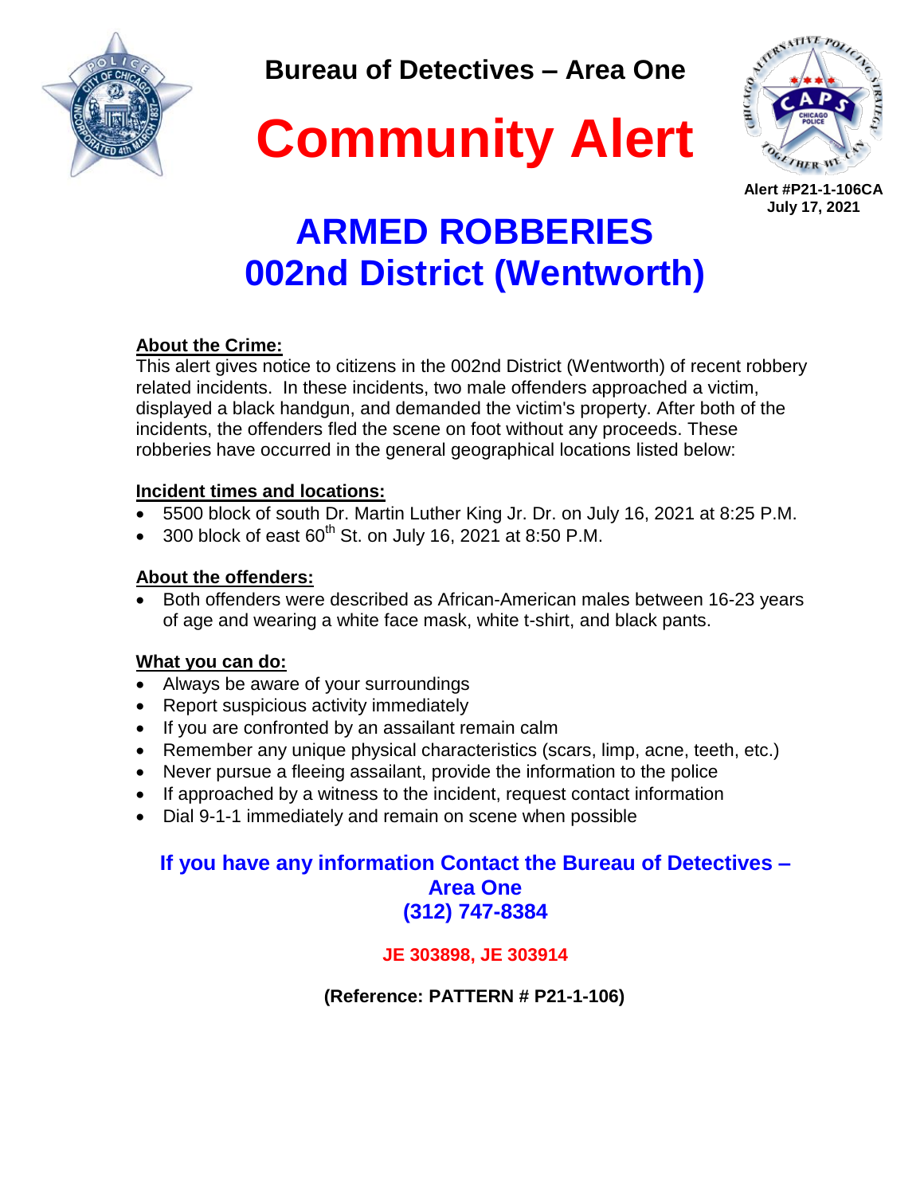**Bureau of Detectives – Area One**

# Community Alert

**Alert #P21-1-106CA**
**July 17, 2021**

# ARMED ROBBERIES
# 002nd District (Wentworth)

**About the Crime:**

This alert gives notice to citizens in the 002nd District (Wentworth) of recent robbery related incidents. In these incidents, two male offenders approached a victim, displayed a black handgun, and demanded the victim's property. After both of the incidents, the offenders fled the scene on foot without any proceeds. These robberies have occurred in the general geographical locations listed below:

**Incident times and locations:**

- 5500 block of south Dr. Martin Luther King Jr. Dr. on July 16, 2021 at 8:25 P.M.
- 300 block of east 60th St. on July 16, 2021 at 8:50 P.M.

**About the offenders:**

- Both offenders were described as African-American males between 16-23 years of age and wearing a white face mask, white t-shirt, and black pants.

**What you can do:**

- Always be aware of your surroundings
- Report suspicious activity immediately
- If you are confronted by an assailant remain calm
- Remember any unique physical characteristics (scars, limp, acne, teeth, etc.)
- Never pursue a fleeing assailant, provide the information to the police
- If approached by a witness to the incident, request contact information
- Dial 9-1-1 immediately and remain on scene when possible

**If you have any information Contact the Bureau of Detectives – Area One**
**(312) 747-8384**

**JE 303898, JE 303914**

**(Reference: PATTERN # P21-1-106)**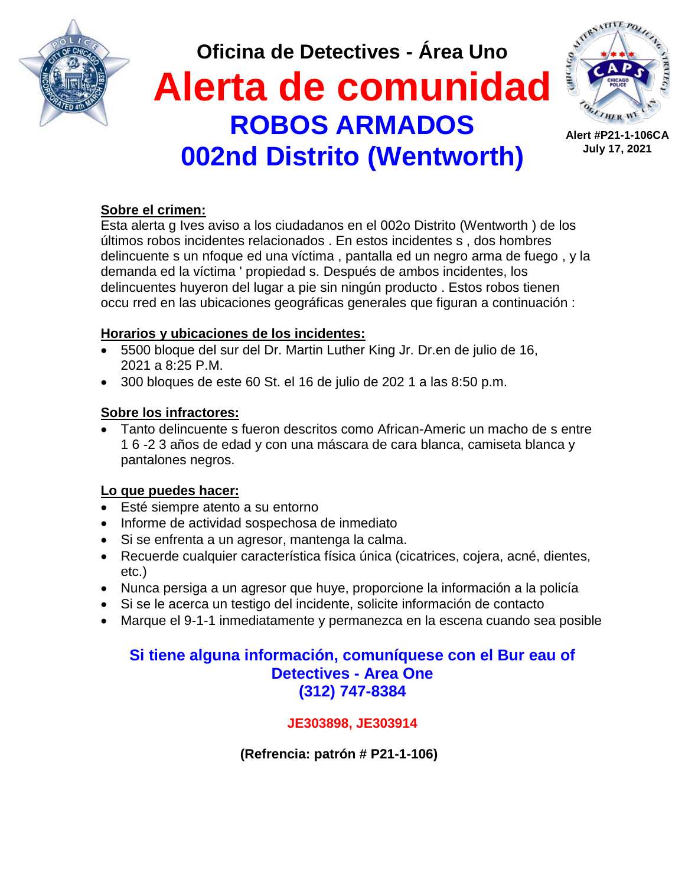# Oficina de Detectives - Área Uno

# Alerta de comunidad

## ROBOS ARMADOS

## 002nd Distrito (Wentworth)

**Alert #P21-1-106CA**
**July 17, 2021**

**Sobre el crimen:**

Esta alerta g Ives aviso a los ciudadanos en el 002o Distrito (Wentworth ) de los últimos robos incidentes relacionados . En estos incidentes s , dos hombres delincuente s un nfoque ed una víctima , pantalla ed un negro arma de fuego , y la demanda ed la víctima ' propiedad s. Después de ambos incidentes, los delincuentes huyeron del lugar a pie sin ningún producto . Estos robos tienen occu rred en las ubicaciones geográficas generales que figuran a continuación :

**Horarios y ubicaciones de los incidentes:**

- 5500 bloque del sur del Dr. Martin Luther King Jr. Dr.en de julio de 16, 2021 a 8:25 P.M.
- 300 bloques de este 60 St. el 16 de julio de 202 1 a las 8:50 p.m.

**Sobre los infractores:**

- Tanto delincuente s fueron descritos como African-Americ un macho de s entre 1 6 -2 3 años de edad y con una máscara de cara blanca, camiseta blanca y pantalones negros.

**Lo que puedes hacer:**

- Esté siempre atento a su entorno
- Informe de actividad sospechosa de inmediato
- Si se enfrenta a un agresor, mantenga la calma.
- Recuerde cualquier característica física única (cicatrices, cojera, acné, dientes, etc.)
- Nunca persiga a un agresor que huye, proporcione la información a la policía
- Si se le acerca un testigo del incidente, solicite información de contacto
- Marque el 9-1-1 inmediatamente y permanezca en la escena cuando sea posible

**Si tiene alguna información, comuníquese con el Bur eau of Detectives - Area One**
**(312) 747-8384**

**JE303898, JE303914**

**(Refrencia: patrón # P21-1-106)**